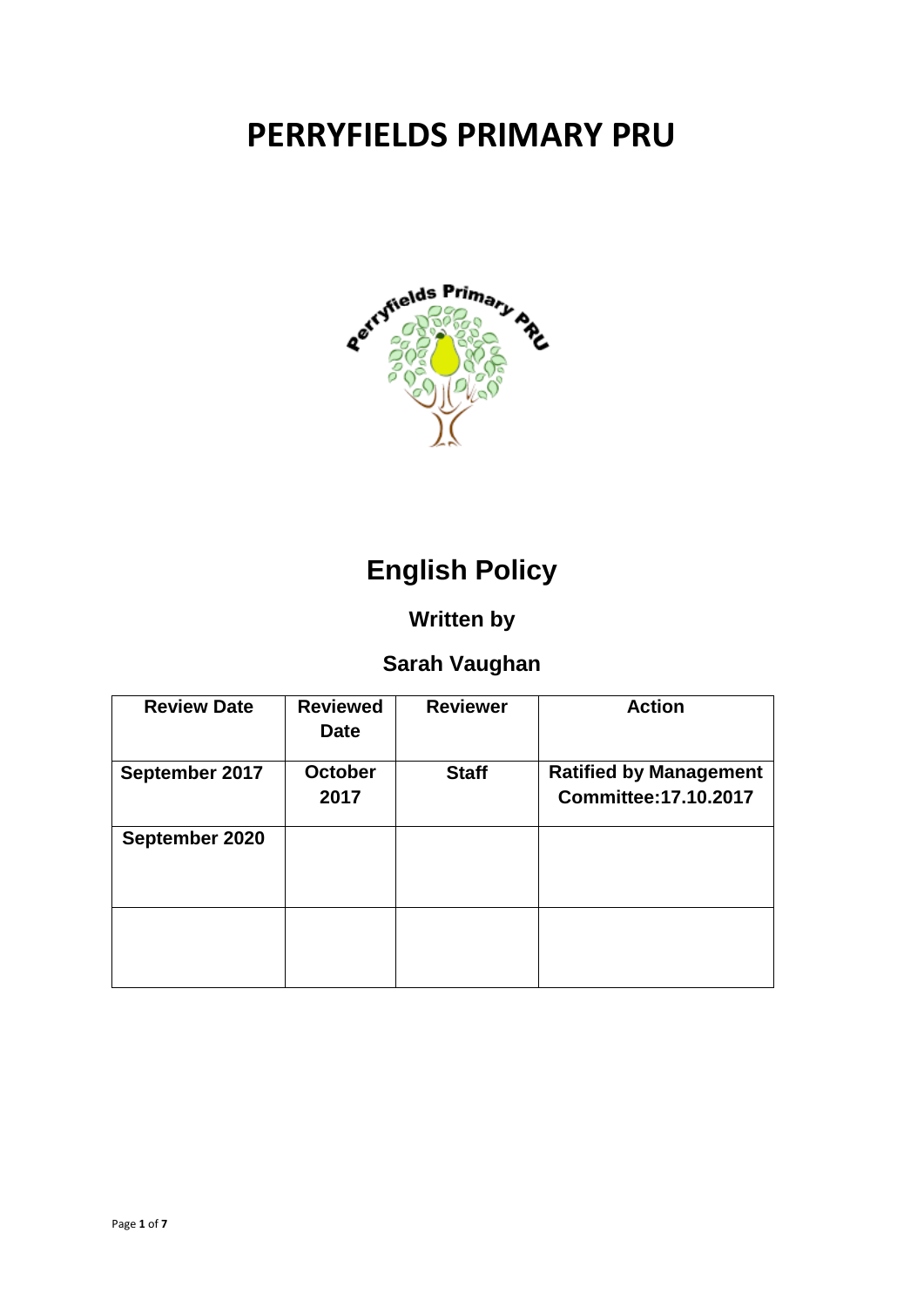# PERRYFIELDS PRIMARY PRU

## English Policy

### Written by

### Sarah Vaughan

| Review Date | Reviewed Date | Reviewer | Action |
|---|---|---|---|
| September 2017 | October 2017 | Staff | Ratified by Management Committee:17.10.2017 |
| September 2020 | | | |
| | | | |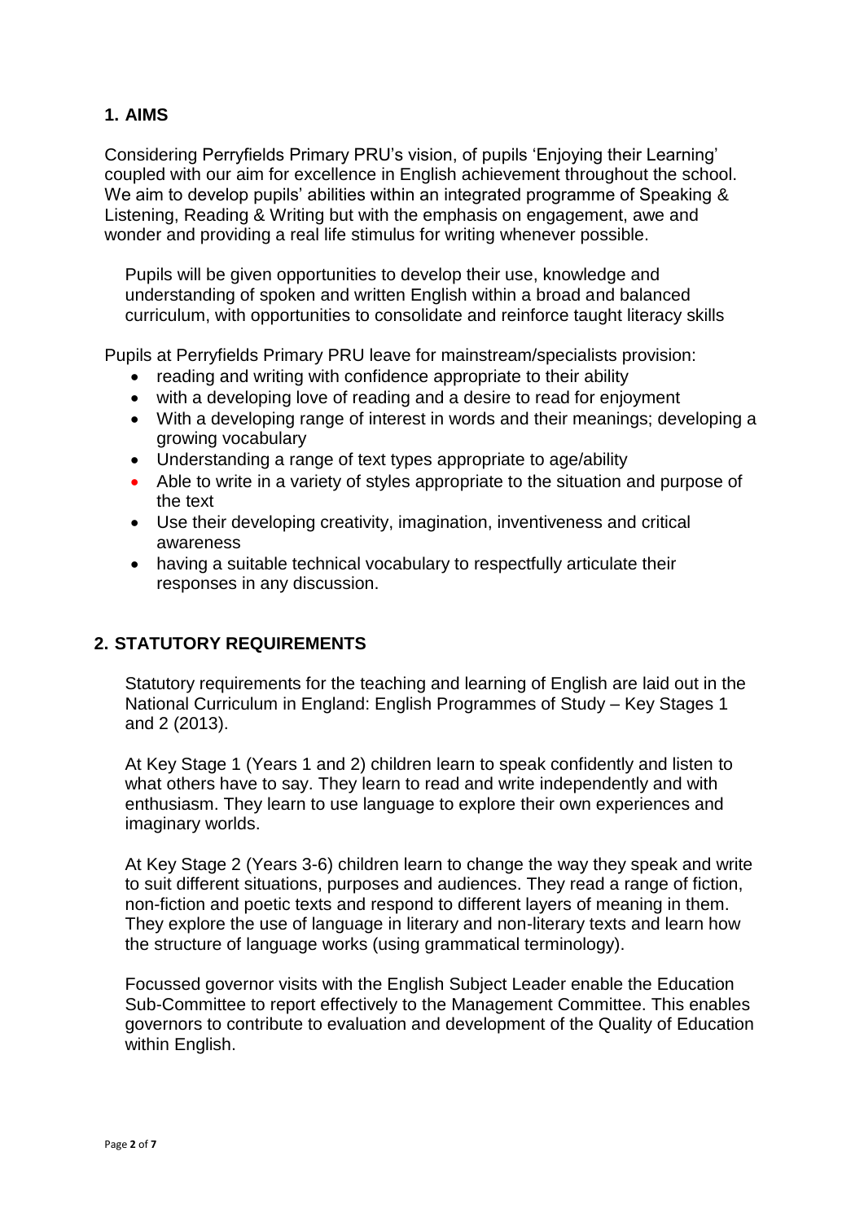## 1. AIMS

Considering Perryfields Primary PRU's vision, of pupils 'Enjoying their Learning' coupled with our aim for excellence in English achievement throughout the school. We aim to develop pupils' abilities within an integrated programme of Speaking & Listening, Reading & Writing but with the emphasis on engagement, awe and wonder and providing a real life stimulus for writing whenever possible.

Pupils will be given opportunities to develop their use, knowledge and understanding of spoken and written English within a broad and balanced curriculum, with opportunities to consolidate and reinforce taught literacy skills

Pupils at Perryfields Primary PRU leave for mainstream/specialists provision:

- reading and writing with confidence appropriate to their ability
- with a developing love of reading and a desire to read for enjoyment
- With a developing range of interest in words and their meanings; developing a growing vocabulary
- Understanding a range of text types appropriate to age/ability
- Able to write in a variety of styles appropriate to the situation and purpose of the text
- Use their developing creativity, imagination, inventiveness and critical awareness
- having a suitable technical vocabulary to respectfully articulate their responses in any discussion.

## 2. STATUTORY REQUIREMENTS

Statutory requirements for the teaching and learning of English are laid out in the National Curriculum in England: English Programmes of Study – Key Stages 1 and 2 (2013).

At Key Stage 1 (Years 1 and 2) children learn to speak confidently and listen to what others have to say. They learn to read and write independently and with enthusiasm. They learn to use language to explore their own experiences and imaginary worlds.

At Key Stage 2 (Years 3-6) children learn to change the way they speak and write to suit different situations, purposes and audiences. They read a range of fiction, non-fiction and poetic texts and respond to different layers of meaning in them. They explore the use of language in literary and non-literary texts and learn how the structure of language works (using grammatical terminology).

Focussed governor visits with the English Subject Leader enable the Education Sub-Committee to report effectively to the Management Committee. This enables governors to contribute to evaluation and development of the Quality of Education within English.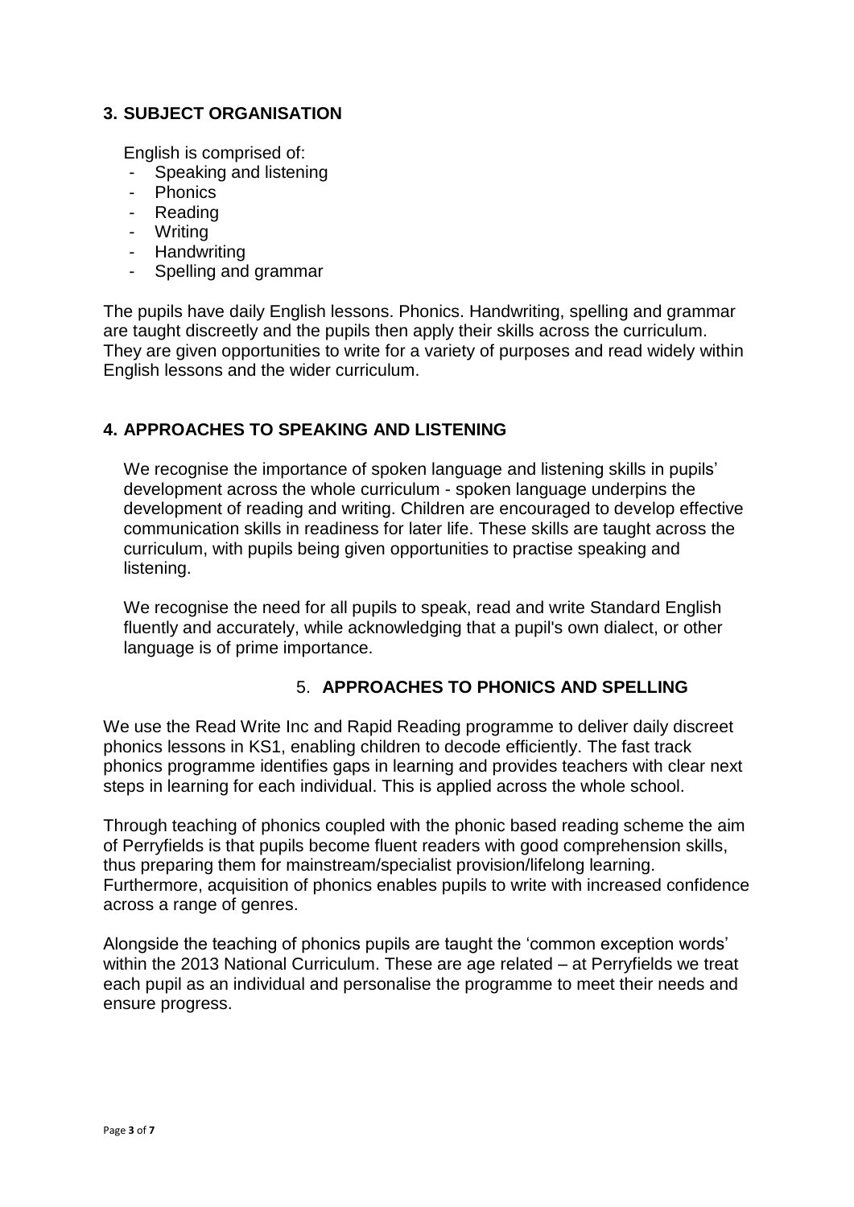## 3. SUBJECT ORGANISATION

English is comprised of:

- Speaking and listening
- Phonics
- Reading
- Writing
- Handwriting
- Spelling and grammar

The pupils have daily English lessons. Phonics. Handwriting, spelling and grammar are taught discreetly and the pupils then apply their skills across the curriculum. They are given opportunities to write for a variety of purposes and read widely within English lessons and the wider curriculum.

## 4. APPROACHES TO SPEAKING AND LISTENING

We recognise the importance of spoken language and listening skills in pupils' development across the whole curriculum - spoken language underpins the development of reading and writing. Children are encouraged to develop effective communication skills in readiness for later life. These skills are taught across the curriculum, with pupils being given opportunities to practise speaking and listening.

We recognise the need for all pupils to speak, read and write Standard English fluently and accurately, while acknowledging that a pupil's own dialect, or other language is of prime importance.

## 5. APPROACHES TO PHONICS AND SPELLING

We use the Read Write Inc and Rapid Reading programme to deliver daily discreet phonics lessons in KS1, enabling children to decode efficiently. The fast track phonics programme identifies gaps in learning and provides teachers with clear next steps in learning for each individual. This is applied across the whole school.

Through teaching of phonics coupled with the phonic based reading scheme the aim of Perryfields is that pupils become fluent readers with good comprehension skills, thus preparing them for mainstream/specialist provision/lifelong learning. Furthermore, acquisition of phonics enables pupils to write with increased confidence across a range of genres.

Alongside the teaching of phonics pupils are taught the 'common exception words' within the 2013 National Curriculum. These are age related – at Perryfields we treat each pupil as an individual and personalise the programme to meet their needs and ensure progress.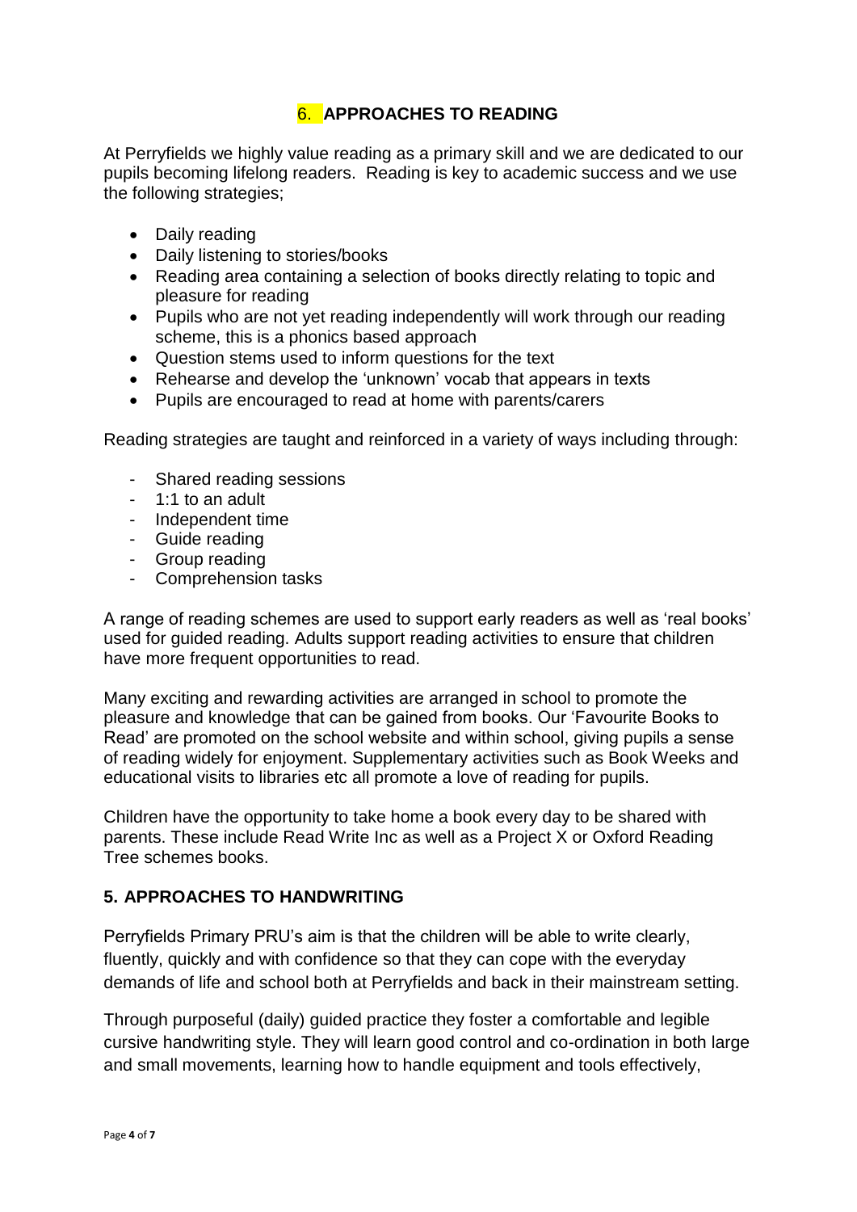## 6. APPROACHES TO READING

At Perryfields we highly value reading as a primary skill and we are dedicated to our pupils becoming lifelong readers. Reading is key to academic success and we use the following strategies;

- Daily reading
- Daily listening to stories/books
- Reading area containing a selection of books directly relating to topic and pleasure for reading
- Pupils who are not yet reading independently will work through our reading scheme, this is a phonics based approach
- Question stems used to inform questions for the text
- Rehearse and develop the 'unknown' vocab that appears in texts
- Pupils are encouraged to read at home with parents/carers

Reading strategies are taught and reinforced in a variety of ways including through:

- Shared reading sessions
- 1:1 to an adult
- Independent time
- Guide reading
- Group reading
- Comprehension tasks

A range of reading schemes are used to support early readers as well as 'real books' used for guided reading. Adults support reading activities to ensure that children have more frequent opportunities to read.

Many exciting and rewarding activities are arranged in school to promote the pleasure and knowledge that can be gained from books. Our 'Favourite Books to Read' are promoted on the school website and within school, giving pupils a sense of reading widely for enjoyment. Supplementary activities such as Book Weeks and educational visits to libraries etc all promote a love of reading for pupils.

Children have the opportunity to take home a book every day to be shared with parents. These include Read Write Inc as well as a Project X or Oxford Reading Tree schemes books.

## 5. APPROACHES TO HANDWRITING

Perryfields Primary PRU's aim is that the children will be able to write clearly, fluently, quickly and with confidence so that they can cope with the everyday demands of life and school both at Perryfields and back in their mainstream setting.

Through purposeful (daily) guided practice they foster a comfortable and legible cursive handwriting style. They will learn good control and co-ordination in both large and small movements, learning how to handle equipment and tools effectively,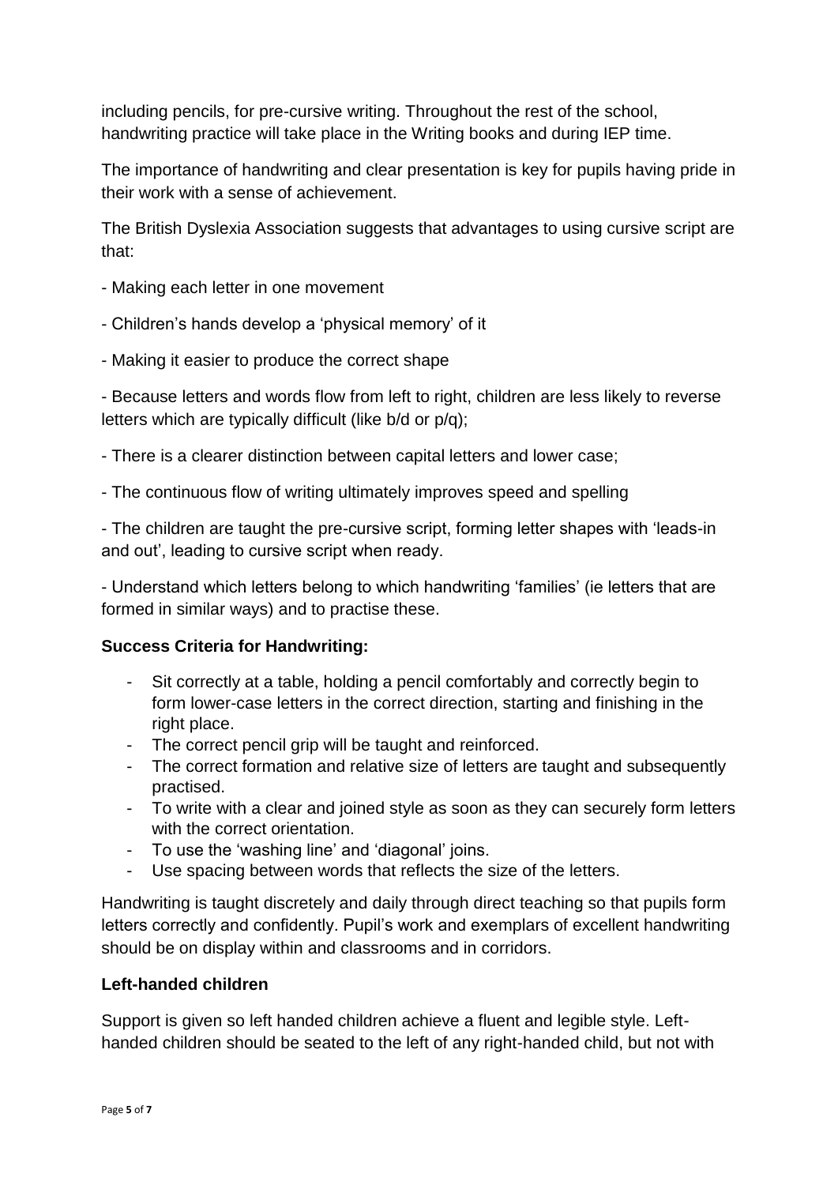including pencils, for pre-cursive writing. Throughout the rest of the school, handwriting practice will take place in the Writing books and during IEP time.

The importance of handwriting and clear presentation is key for pupils having pride in their work with a sense of achievement.

The British Dyslexia Association suggests that advantages to using cursive script are that:

- Making each letter in one movement

- Children's hands develop a 'physical memory' of it

- Making it easier to produce the correct shape

- Because letters and words flow from left to right, children are less likely to reverse letters which are typically difficult (like b/d or p/q);

- There is a clearer distinction between capital letters and lower case;

- The continuous flow of writing ultimately improves speed and spelling

- The children are taught the pre-cursive script, forming letter shapes with 'leads-in and out', leading to cursive script when ready.

- Understand which letters belong to which handwriting 'families' (ie letters that are formed in similar ways) and to practise these.

**Success Criteria for Handwriting:**

- Sit correctly at a table, holding a pencil comfortably and correctly begin to form lower-case letters in the correct direction, starting and finishing in the right place.
- The correct pencil grip will be taught and reinforced.
- The correct formation and relative size of letters are taught and subsequently practised.
- To write with a clear and joined style as soon as they can securely form letters with the correct orientation.
- To use the 'washing line' and 'diagonal' joins.
- Use spacing between words that reflects the size of the letters.

Handwriting is taught discretely and daily through direct teaching so that pupils form letters correctly and confidently. Pupil's work and exemplars of excellent handwriting should be on display within and classrooms and in corridors.

**Left-handed children**

Support is given so left handed children achieve a fluent and legible style. Left-handed children should be seated to the left of any right-handed child, but not with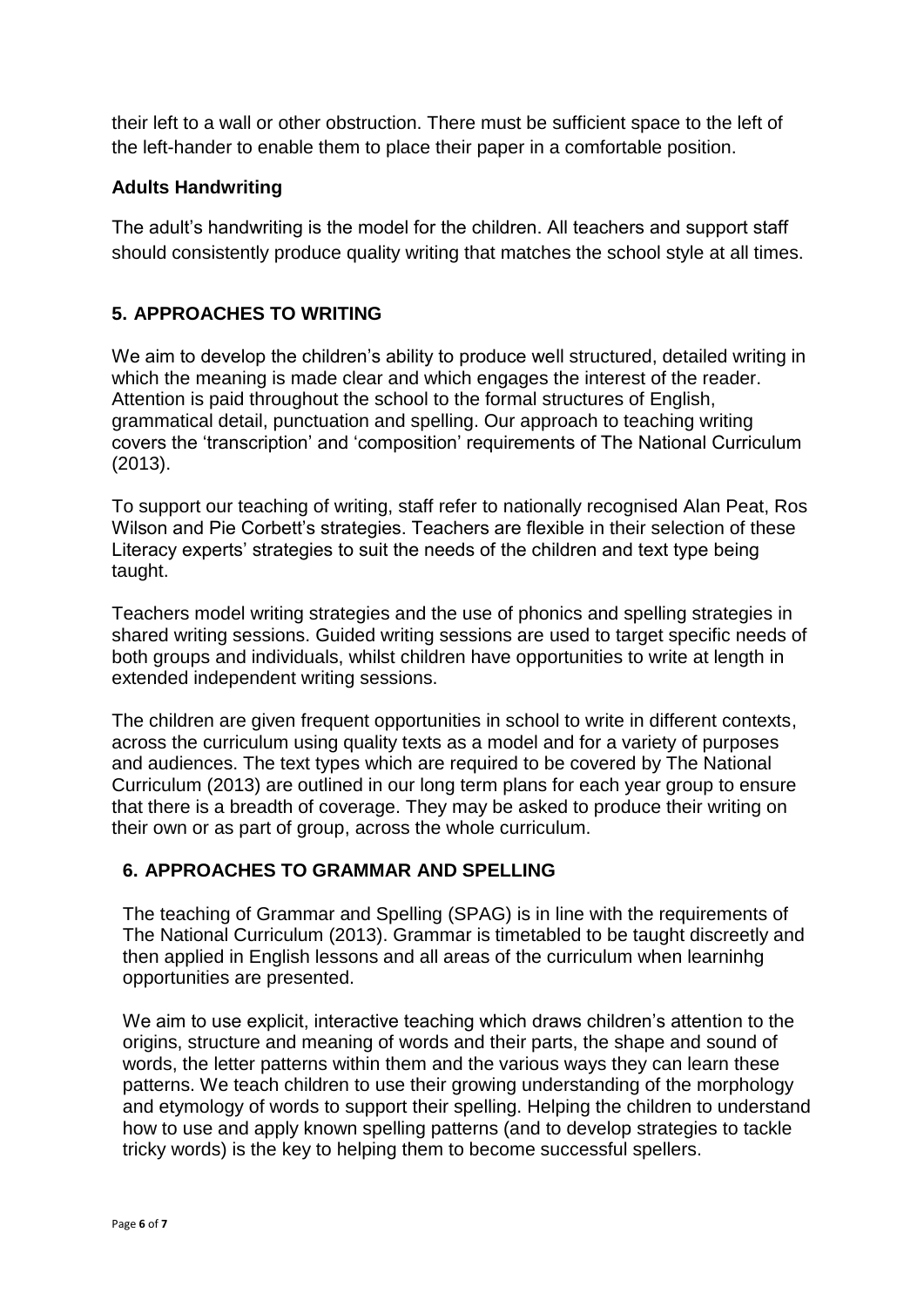their left to a wall or other obstruction. There must be sufficient space to the left of the left-hander to enable them to place their paper in a comfortable position.

### Adults Handwriting

The adult's handwriting is the model for the children. All teachers and support staff should consistently produce quality writing that matches the school style at all times.

## 5. APPROACHES TO WRITING

We aim to develop the children's ability to produce well structured, detailed writing in which the meaning is made clear and which engages the interest of the reader. Attention is paid throughout the school to the formal structures of English, grammatical detail, punctuation and spelling. Our approach to teaching writing covers the 'transcription' and 'composition' requirements of The National Curriculum (2013).

To support our teaching of writing, staff refer to nationally recognised Alan Peat, Ros Wilson and Pie Corbett's strategies. Teachers are flexible in their selection of these Literacy experts' strategies to suit the needs of the children and text type being taught.

Teachers model writing strategies and the use of phonics and spelling strategies in shared writing sessions. Guided writing sessions are used to target specific needs of both groups and individuals, whilst children have opportunities to write at length in extended independent writing sessions.

The children are given frequent opportunities in school to write in different contexts, across the curriculum using quality texts as a model and for a variety of purposes and audiences. The text types which are required to be covered by The National Curriculum (2013) are outlined in our long term plans for each year group to ensure that there is a breadth of coverage. They may be asked to produce their writing on their own or as part of group, across the whole curriculum.

## 6. APPROACHES TO GRAMMAR AND SPELLING

The teaching of Grammar and Spelling (SPAG) is in line with the requirements of The National Curriculum (2013). Grammar is timetabled to be taught discreetly and then applied in English lessons and all areas of the curriculum when learninhg opportunities are presented.

We aim to use explicit, interactive teaching which draws children's attention to the origins, structure and meaning of words and their parts, the shape and sound of words, the letter patterns within them and the various ways they can learn these patterns. We teach children to use their growing understanding of the morphology and etymology of words to support their spelling. Helping the children to understand how to use and apply known spelling patterns (and to develop strategies to tackle tricky words) is the key to helping them to become successful spellers.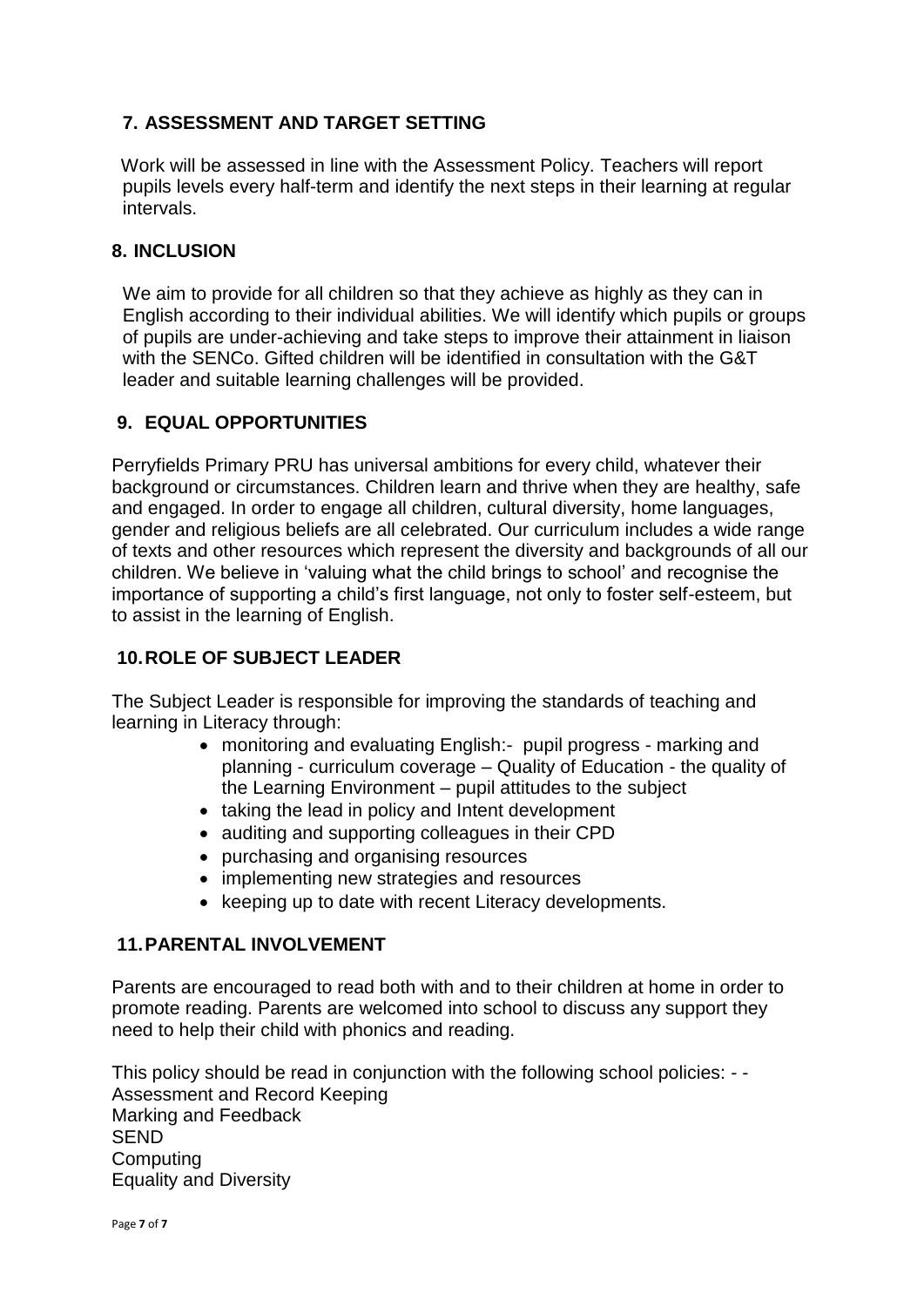## 7. ASSESSMENT AND TARGET SETTING

Work will be assessed in line with the Assessment Policy. Teachers will report pupils levels every half-term and identify the next steps in their learning at regular intervals.

## 8. INCLUSION

We aim to provide for all children so that they achieve as highly as they can in English according to their individual abilities. We will identify which pupils or groups of pupils are under-achieving and take steps to improve their attainment in liaison with the SENCo. Gifted children will be identified in consultation with the G&T leader and suitable learning challenges will be provided.

## 9. EQUAL OPPORTUNITIES

Perryfields Primary PRU has universal ambitions for every child, whatever their background or circumstances. Children learn and thrive when they are healthy, safe and engaged. In order to engage all children, cultural diversity, home languages, gender and religious beliefs are all celebrated. Our curriculum includes a wide range of texts and other resources which represent the diversity and backgrounds of all our children. We believe in 'valuing what the child brings to school' and recognise the importance of supporting a child's first language, not only to foster self-esteem, but to assist in the learning of English.

## 10. ROLE OF SUBJECT LEADER

The Subject Leader is responsible for improving the standards of teaching and learning in Literacy through:

- monitoring and evaluating English:- pupil progress - marking and planning - curriculum coverage – Quality of Education - the quality of the Learning Environment – pupil attitudes to the subject
- taking the lead in policy and Intent development
- auditing and supporting colleagues in their CPD
- purchasing and organising resources
- implementing new strategies and resources
- keeping up to date with recent Literacy developments.

## 11. PARENTAL INVOLVEMENT

Parents are encouraged to read both with and to their children at home in order to promote reading. Parents are welcomed into school to discuss any support they need to help their child with phonics and reading.

This policy should be read in conjunction with the following school policies: - -
Assessment and Record Keeping
Marking and Feedback
SEND
Computing
Equality and Diversity